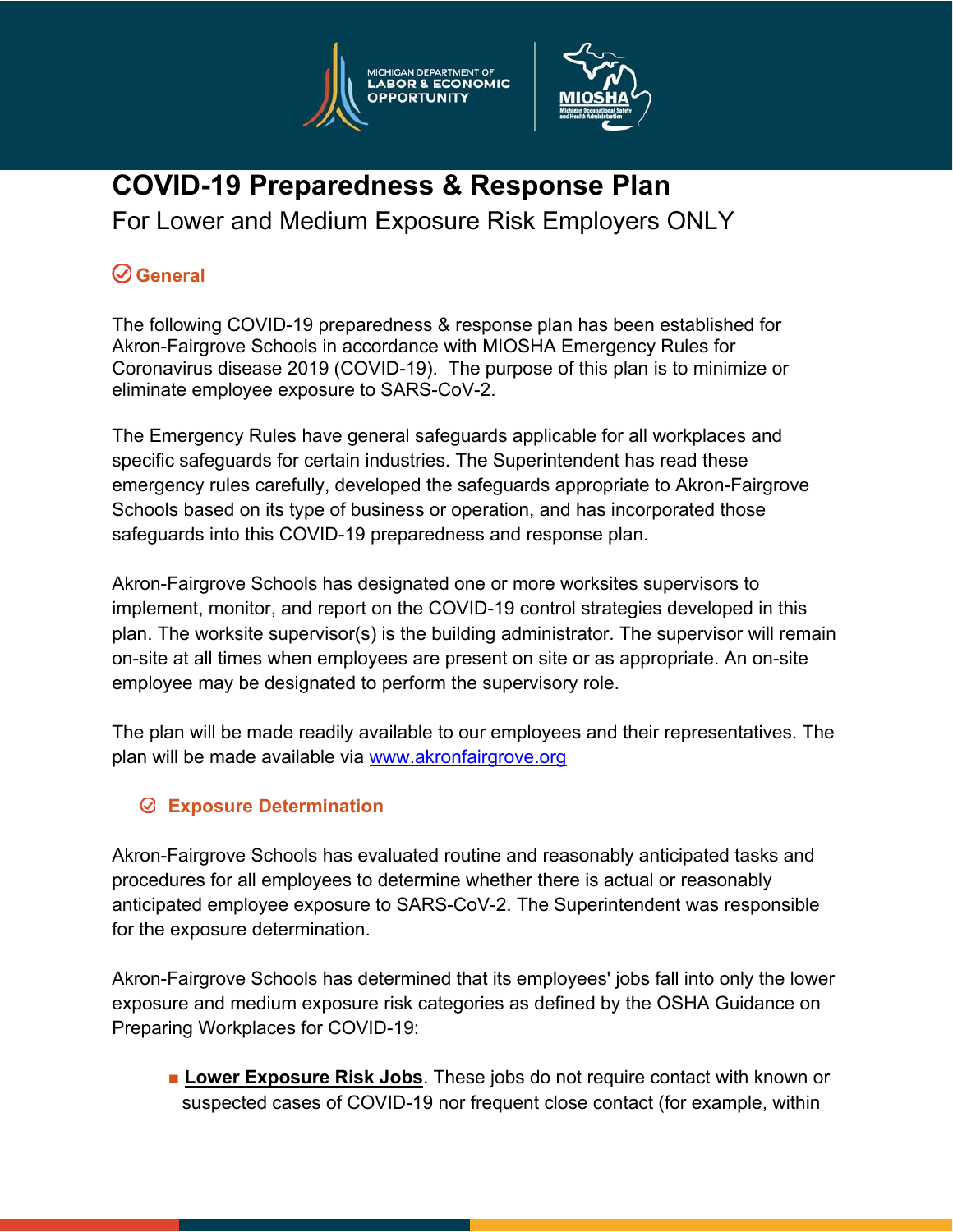# COVID-19 Preparedness & Response Plan

For Lower and Medium Exposure Risk Employers ONLY

## General

The following COVID-19 preparedness & response plan has been established for Akron-Fairgrove Schools in accordance with MIOSHA Emergency Rules for Coronavirus disease 2019 (COVID-19). The purpose of this plan is to minimize or eliminate employee exposure to SARS-CoV-2.

The Emergency Rules have general safeguards applicable for all workplaces and specific safeguards for certain industries. The Superintendent has read these emergency rules carefully, developed the safeguards appropriate to Akron-Fairgrove Schools based on its type of business or operation, and has incorporated those safeguards into this COVID-19 preparedness and response plan.

Akron-Fairgrove Schools has designated one or more worksites supervisors to implement, monitor, and report on the COVID-19 control strategies developed in this plan. The worksite supervisor(s) is the building administrator. The supervisor will remain on-site at all times when employees are present on site or as appropriate. An on-site employee may be designated to perform the supervisory role.

The plan will be made readily available to our employees and their representatives. The plan will be made available via [www.akronfairgrove.org](http://www.akronfairgrove.org)

### Exposure Determination

Akron-Fairgrove Schools has evaluated routine and reasonably anticipated tasks and procedures for all employees to determine whether there is actual or reasonably anticipated employee exposure to SARS-CoV-2. The Superintendent was responsible for the exposure determination.

Akron-Fairgrove Schools has determined that its employees' jobs fall into only the lower exposure and medium exposure risk categories as defined by the OSHA Guidance on Preparing Workplaces for COVID-19:

- **Lower Exposure Risk Jobs**. These jobs do not require contact with known or suspected cases of COVID-19 nor frequent close contact (for example, within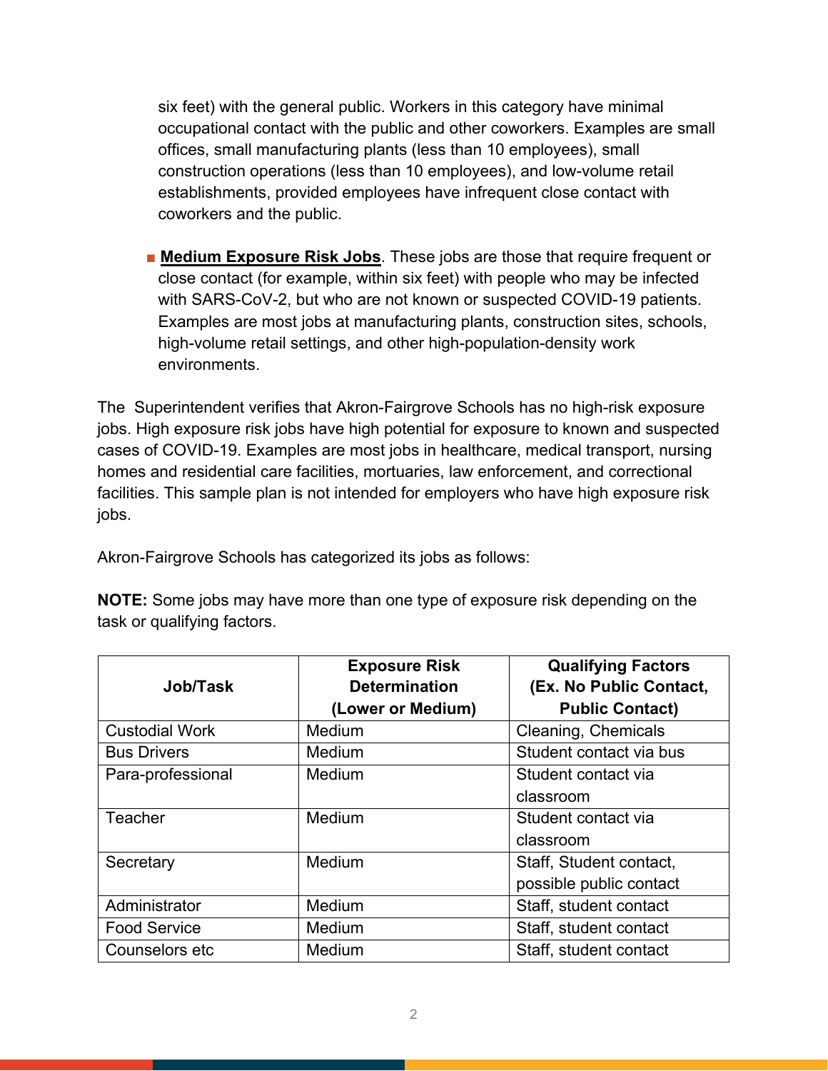six feet) with the general public. Workers in this category have minimal occupational contact with the public and other coworkers. Examples are small offices, small manufacturing plants (less than 10 employees), small construction operations (less than 10 employees), and low-volume retail establishments, provided employees have infrequent close contact with coworkers and the public.

- **Medium Exposure Risk Jobs**. These jobs are those that require frequent or close contact (for example, within six feet) with people who may be infected with SARS-CoV-2, but who are not known or suspected COVID-19 patients. Examples are most jobs at manufacturing plants, construction sites, schools, high-volume retail settings, and other high-population-density work environments.

The Superintendent verifies that Akron-Fairgrove Schools has no high-risk exposure jobs. High exposure risk jobs have high potential for exposure to known and suspected cases of COVID-19. Examples are most jobs in healthcare, medical transport, nursing homes and residential care facilities, mortuaries, law enforcement, and correctional facilities. This sample plan is not intended for employers who have high exposure risk jobs.

Akron-Fairgrove Schools has categorized its jobs as follows:

**NOTE:** Some jobs may have more than one type of exposure risk depending on the task or qualifying factors.

| Job/Task | Exposure Risk Determination (Lower or Medium) | Qualifying Factors (Ex. No Public Contact, Public Contact) |
|---|---|---|
| Custodial Work | Medium | Cleaning, Chemicals |
| Bus Drivers | Medium | Student contact via bus |
| Para-professional | Medium | Student contact via classroom |
| Teacher | Medium | Student contact via classroom |
| Secretary | Medium | Staff, Student contact, possible public contact |
| Administrator | Medium | Staff, student contact |
| Food Service | Medium | Staff, student contact |
| Counselors etc | Medium | Staff, student contact |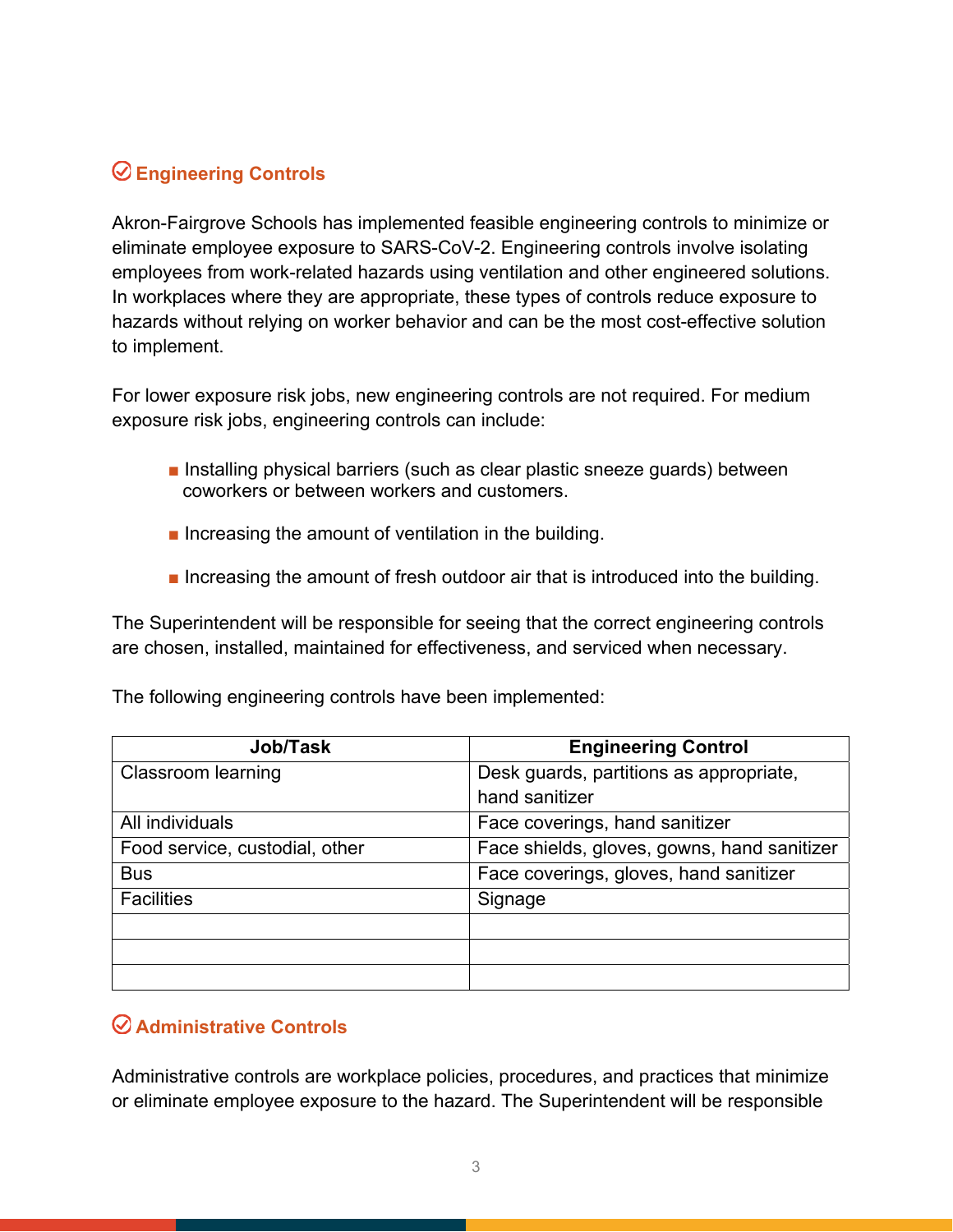## Engineering Controls

Akron-Fairgrove Schools has implemented feasible engineering controls to minimize or eliminate employee exposure to SARS-CoV-2. Engineering controls involve isolating employees from work-related hazards using ventilation and other engineered solutions. In workplaces where they are appropriate, these types of controls reduce exposure to hazards without relying on worker behavior and can be the most cost-effective solution to implement.

For lower exposure risk jobs, new engineering controls are not required. For medium exposure risk jobs, engineering controls can include:

- Installing physical barriers (such as clear plastic sneeze guards) between coworkers or between workers and customers.
- Increasing the amount of ventilation in the building.
- Increasing the amount of fresh outdoor air that is introduced into the building.

The Superintendent will be responsible for seeing that the correct engineering controls are chosen, installed, maintained for effectiveness, and serviced when necessary.

The following engineering controls have been implemented:

| Job/Task | Engineering Control |
|---|---|
| Classroom learning | Desk guards, partitions as appropriate, hand sanitizer |
| All individuals | Face coverings, hand sanitizer |
| Food service, custodial, other | Face shields, gloves, gowns, hand sanitizer |
| Bus | Face coverings, gloves, hand sanitizer |
| Facilities | Signage |
| | |
| | |
| | |

## Administrative Controls

Administrative controls are workplace policies, procedures, and practices that minimize or eliminate employee exposure to the hazard. The Superintendent will be responsible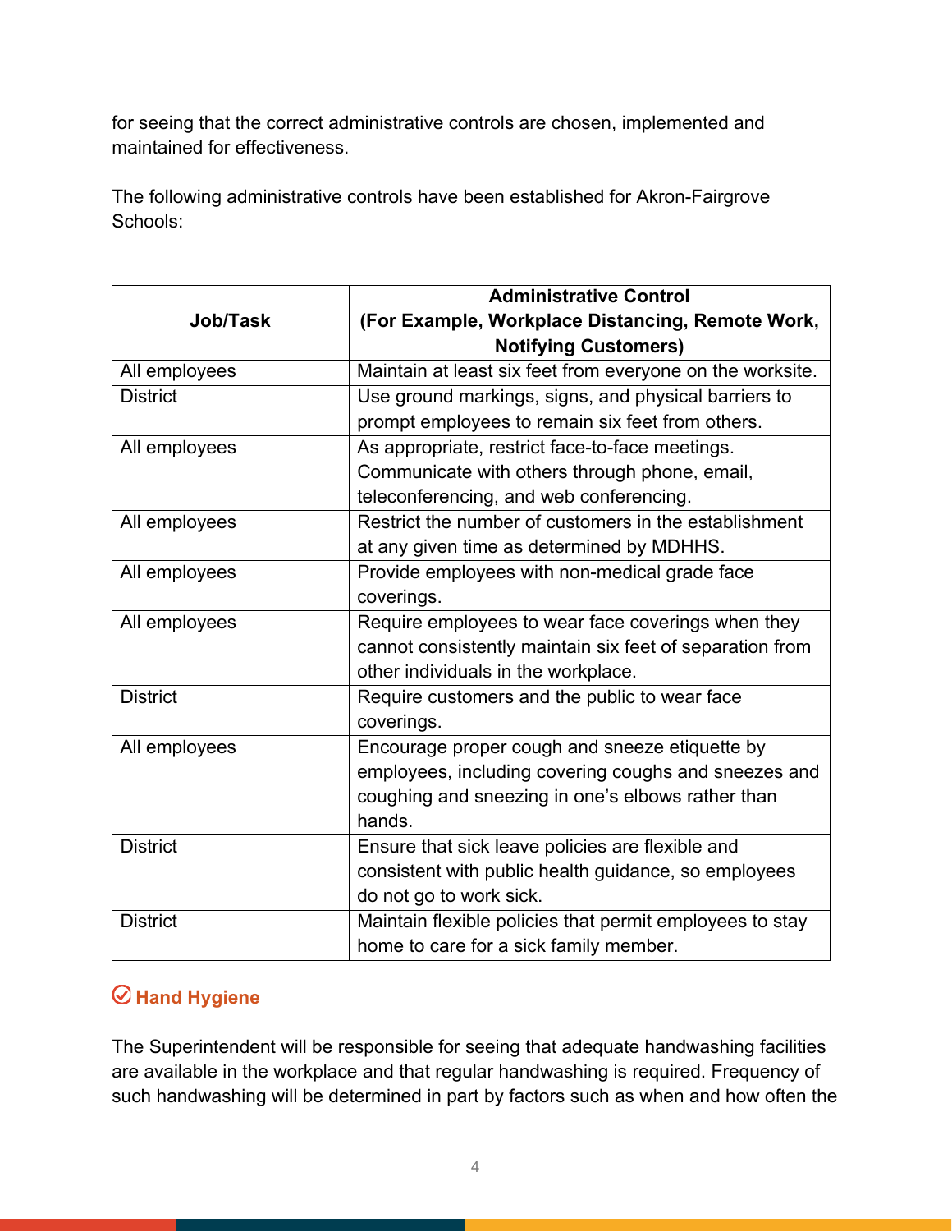for seeing that the correct administrative controls are chosen, implemented and maintained for effectiveness.

The following administrative controls have been established for Akron-Fairgrove Schools:

| Job/Task | Administrative Control (For Example, Workplace Distancing, Remote Work, Notifying Customers) |
|---|---|
| All employees | Maintain at least six feet from everyone on the worksite. |
| District | Use ground markings, signs, and physical barriers to prompt employees to remain six feet from others. |
| All employees | As appropriate, restrict face-to-face meetings. Communicate with others through phone, email, teleconferencing, and web conferencing. |
| All employees | Restrict the number of customers in the establishment at any given time as determined by MDHHS. |
| All employees | Provide employees with non-medical grade face coverings. |
| All employees | Require employees to wear face coverings when they cannot consistently maintain six feet of separation from other individuals in the workplace. |
| District | Require customers and the public to wear face coverings. |
| All employees | Encourage proper cough and sneeze etiquette by employees, including covering coughs and sneezes and coughing and sneezing in one's elbows rather than hands. |
| District | Ensure that sick leave policies are flexible and consistent with public health guidance, so employees do not go to work sick. |
| District | Maintain flexible policies that permit employees to stay home to care for a sick family member. |

## Hand Hygiene

The Superintendent will be responsible for seeing that adequate handwashing facilities are available in the workplace and that regular handwashing is required. Frequency of such handwashing will be determined in part by factors such as when and how often the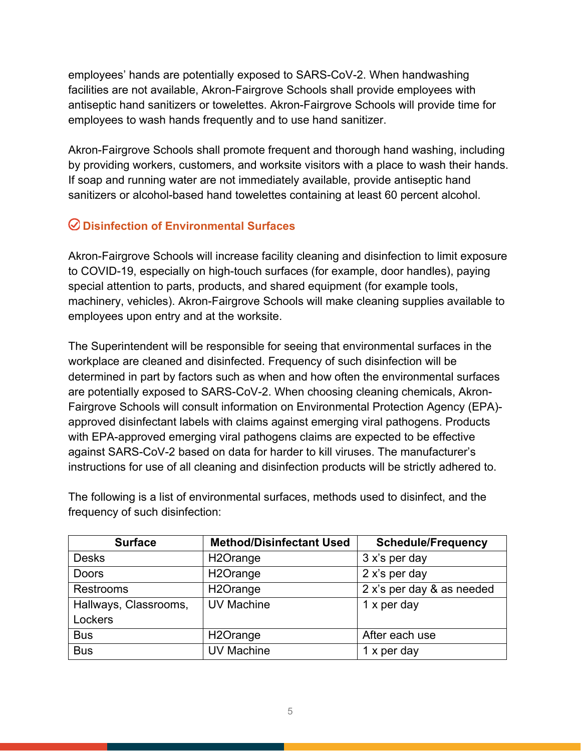employees' hands are potentially exposed to SARS-CoV-2. When handwashing facilities are not available, Akron-Fairgrove Schools shall provide employees with antiseptic hand sanitizers or towelettes. Akron-Fairgrove Schools will provide time for employees to wash hands frequently and to use hand sanitizer.

Akron-Fairgrove Schools shall promote frequent and thorough hand washing, including by providing workers, customers, and worksite visitors with a place to wash their hands. If soap and running water are not immediately available, provide antiseptic hand sanitizers or alcohol-based hand towelettes containing at least 60 percent alcohol.

### Disinfection of Environmental Surfaces

Akron-Fairgrove Schools will increase facility cleaning and disinfection to limit exposure to COVID-19, especially on high-touch surfaces (for example, door handles), paying special attention to parts, products, and shared equipment (for example tools, machinery, vehicles). Akron-Fairgrove Schools will make cleaning supplies available to employees upon entry and at the worksite.

The Superintendent will be responsible for seeing that environmental surfaces in the workplace are cleaned and disinfected. Frequency of such disinfection will be determined in part by factors such as when and how often the environmental surfaces are potentially exposed to SARS-CoV-2. When choosing cleaning chemicals, Akron-Fairgrove Schools will consult information on Environmental Protection Agency (EPA)-approved disinfectant labels with claims against emerging viral pathogens. Products with EPA-approved emerging viral pathogens claims are expected to be effective against SARS-CoV-2 based on data for harder to kill viruses. The manufacturer's instructions for use of all cleaning and disinfection products will be strictly adhered to.

The following is a list of environmental surfaces, methods used to disinfect, and the frequency of such disinfection:

| Surface | Method/Disinfectant Used | Schedule/Frequency |
|---|---|---|
| Desks | H2Orange | 3 x's per day |
| Doors | H2Orange | 2 x's per day |
| Restrooms | H2Orange | 2 x's per day & as needed |
| Hallways, Classrooms, Lockers | UV Machine | 1 x per day |
| Bus | H2Orange | After each use |
| Bus | UV Machine | 1 x per day |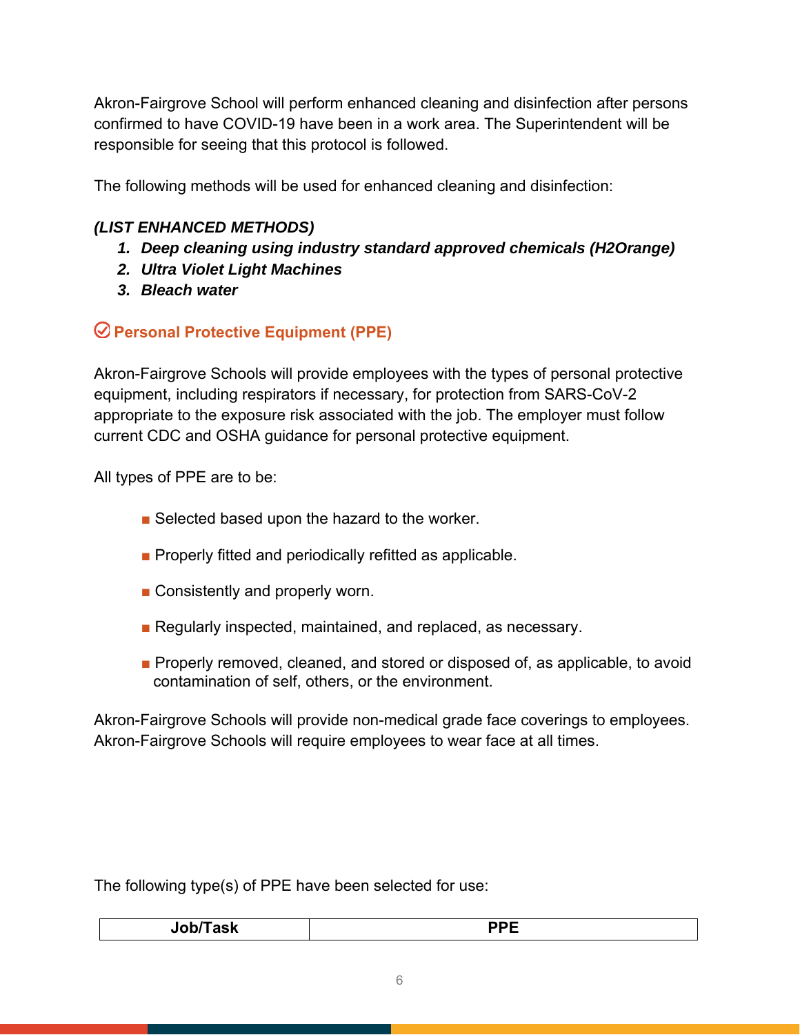Akron-Fairgrove School will perform enhanced cleaning and disinfection after persons confirmed to have COVID-19 have been in a work area. The Superintendent will be responsible for seeing that this protocol is followed.

The following methods will be used for enhanced cleaning and disinfection:

***(LIST ENHANCED METHODS)***

1. ***Deep cleaning using industry standard approved chemicals (H2Orange)***
2. ***Ultra Violet Light Machines***
3. ***Bleach water***

## Personal Protective Equipment (PPE)

Akron-Fairgrove Schools will provide employees with the types of personal protective equipment, including respirators if necessary, for protection from SARS-CoV-2 appropriate to the exposure risk associated with the job. The employer must follow current CDC and OSHA guidance for personal protective equipment.

All types of PPE are to be:

- Selected based upon the hazard to the worker.
- Properly fitted and periodically refitted as applicable.
- Consistently and properly worn.
- Regularly inspected, maintained, and replaced, as necessary.
- Properly removed, cleaned, and stored or disposed of, as applicable, to avoid contamination of self, others, or the environment.

Akron-Fairgrove Schools will provide non-medical grade face coverings to employees. Akron-Fairgrove Schools will require employees to wear face at all times.

The following type(s) of PPE have been selected for use:

| Job/Task | PPE |
| --- | --- |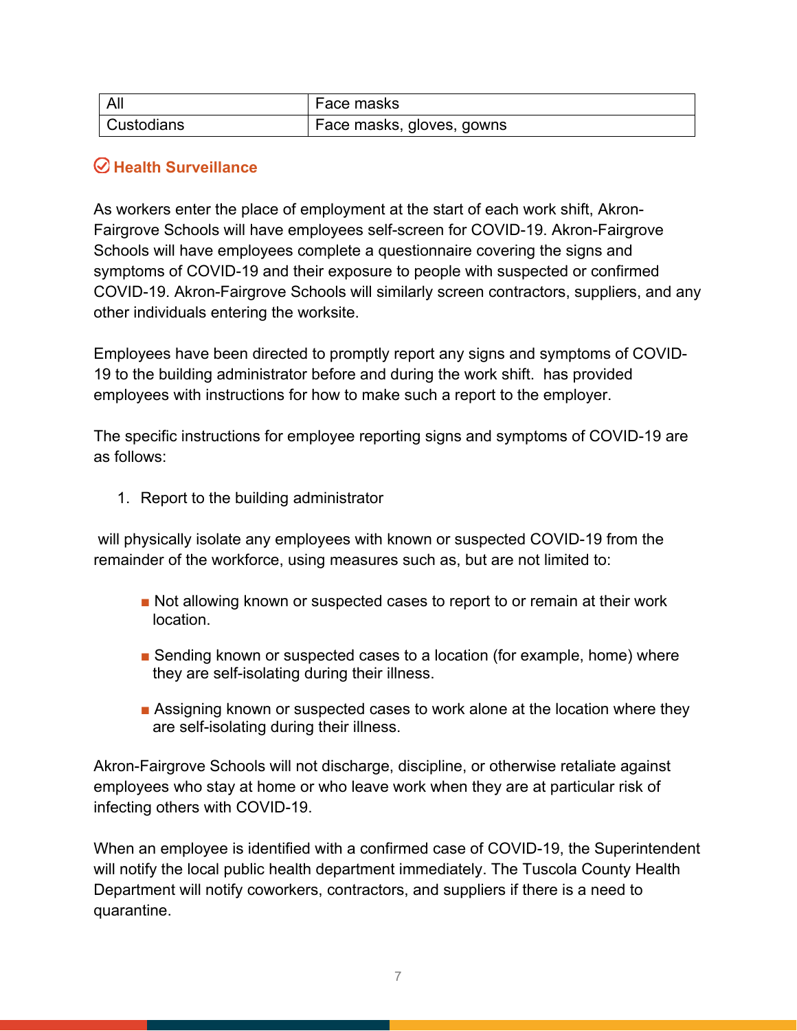| All | Face masks |
| --- | --- |
| Custodians | Face masks, gloves, gowns |

## Health Surveillance

As workers enter the place of employment at the start of each work shift, Akron-Fairgrove Schools will have employees self-screen for COVID-19. Akron-Fairgrove Schools will have employees complete a questionnaire covering the signs and symptoms of COVID-19 and their exposure to people with suspected or confirmed COVID-19. Akron-Fairgrove Schools will similarly screen contractors, suppliers, and any other individuals entering the worksite.

Employees have been directed to promptly report any signs and symptoms of COVID-19 to the building administrator before and during the work shift.  has provided employees with instructions for how to make such a report to the employer.

The specific instructions for employee reporting signs and symptoms of COVID-19 are as follows:

1. Report to the building administrator

 will physically isolate any employees with known or suspected COVID-19 from the remainder of the workforce, using measures such as, but are not limited to:

- Not allowing known or suspected cases to report to or remain at their work location.
- Sending known or suspected cases to a location (for example, home) where they are self-isolating during their illness.
- Assigning known or suspected cases to work alone at the location where they are self-isolating during their illness.

Akron-Fairgrove Schools will not discharge, discipline, or otherwise retaliate against employees who stay at home or who leave work when they are at particular risk of infecting others with COVID-19.

When an employee is identified with a confirmed case of COVID-19, the Superintendent will notify the local public health department immediately. The Tuscola County Health Department will notify coworkers, contractors, and suppliers if there is a need to quarantine.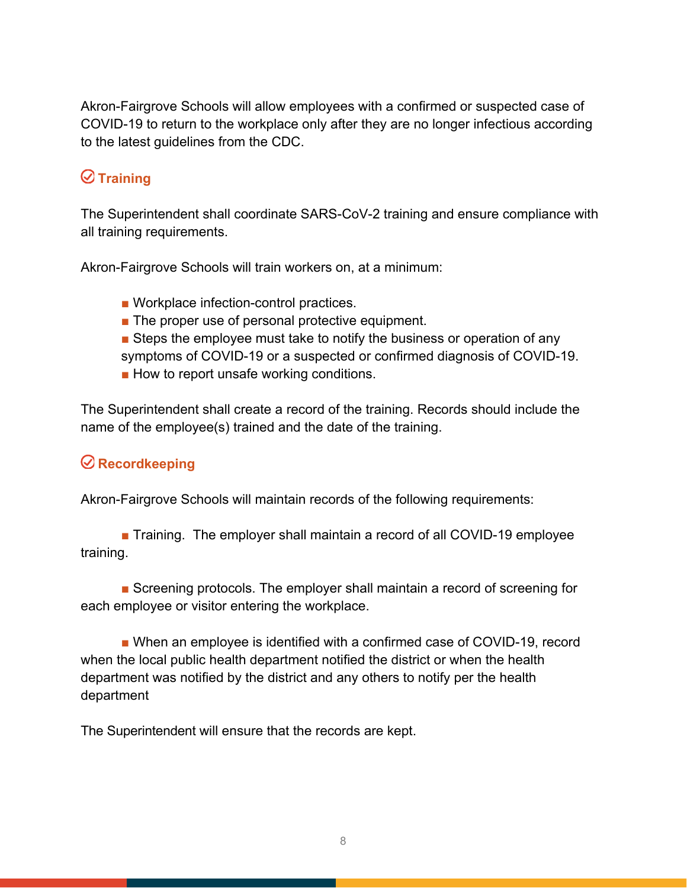Akron-Fairgrove Schools will allow employees with a confirmed or suspected case of COVID-19 to return to the workplace only after they are no longer infectious according to the latest guidelines from the CDC.

## Training

The Superintendent shall coordinate SARS-CoV-2 training and ensure compliance with all training requirements.

Akron-Fairgrove Schools will train workers on, at a minimum:

- Workplace infection-control practices.
- The proper use of personal protective equipment.
- Steps the employee must take to notify the business or operation of any symptoms of COVID-19 or a suspected or confirmed diagnosis of COVID-19.
- How to report unsafe working conditions.

The Superintendent shall create a record of the training. Records should include the name of the employee(s) trained and the date of the training.

## Recordkeeping

Akron-Fairgrove Schools will maintain records of the following requirements:

- Training. The employer shall maintain a record of all COVID-19 employee training.

- Screening protocols. The employer shall maintain a record of screening for each employee or visitor entering the workplace.

- When an employee is identified with a confirmed case of COVID-19, record when the local public health department notified the district or when the health department was notified by the district and any others to notify per the health department

The Superintendent will ensure that the records are kept.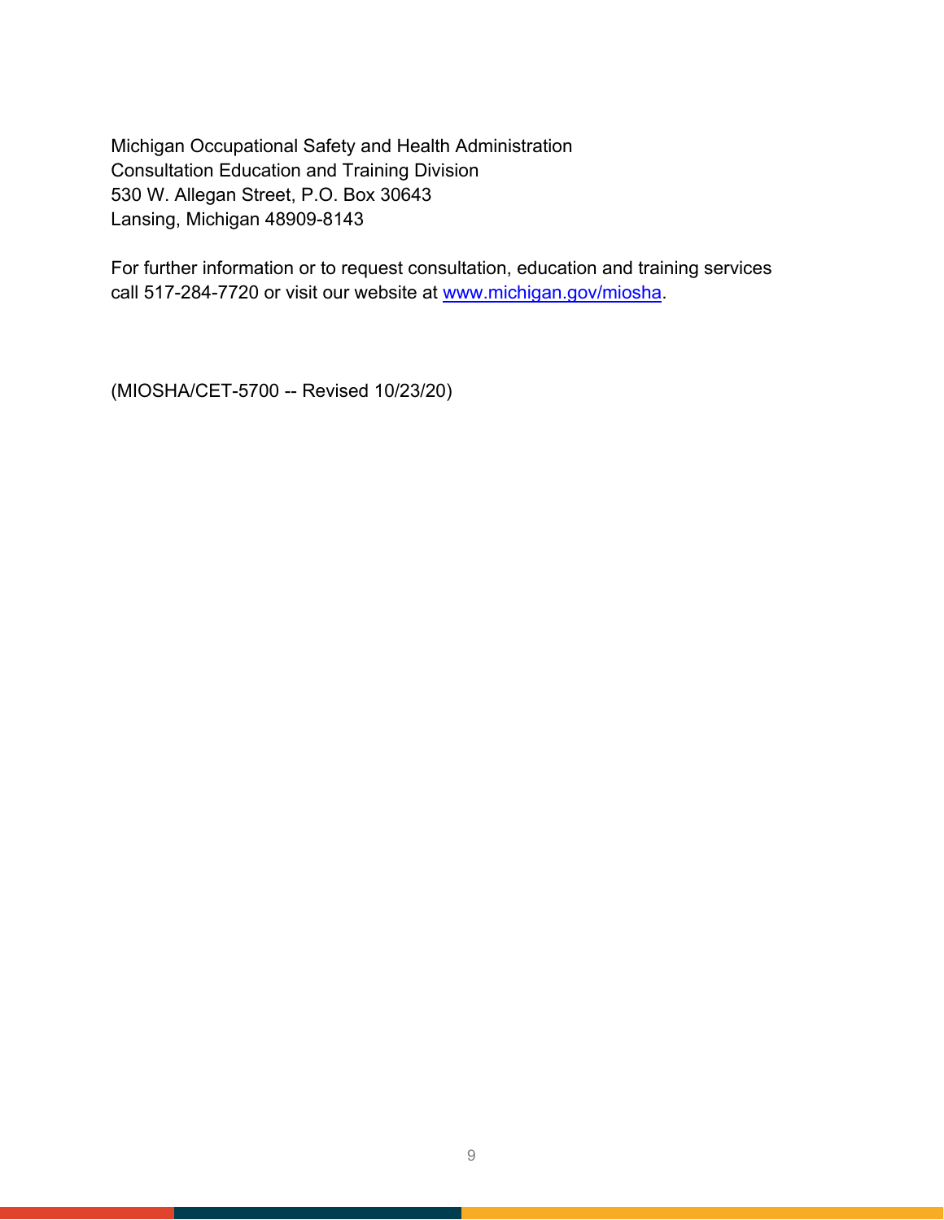Michigan Occupational Safety and Health Administration
Consultation Education and Training Division
530 W. Allegan Street, P.O. Box 30643
Lansing, Michigan 48909-8143

For further information or to request consultation, education and training services call 517-284-7720 or visit our website at [www.michigan.gov/miosha](http://www.michigan.gov/miosha).

(MIOSHA/CET-5700 -- Revised 10/23/20)